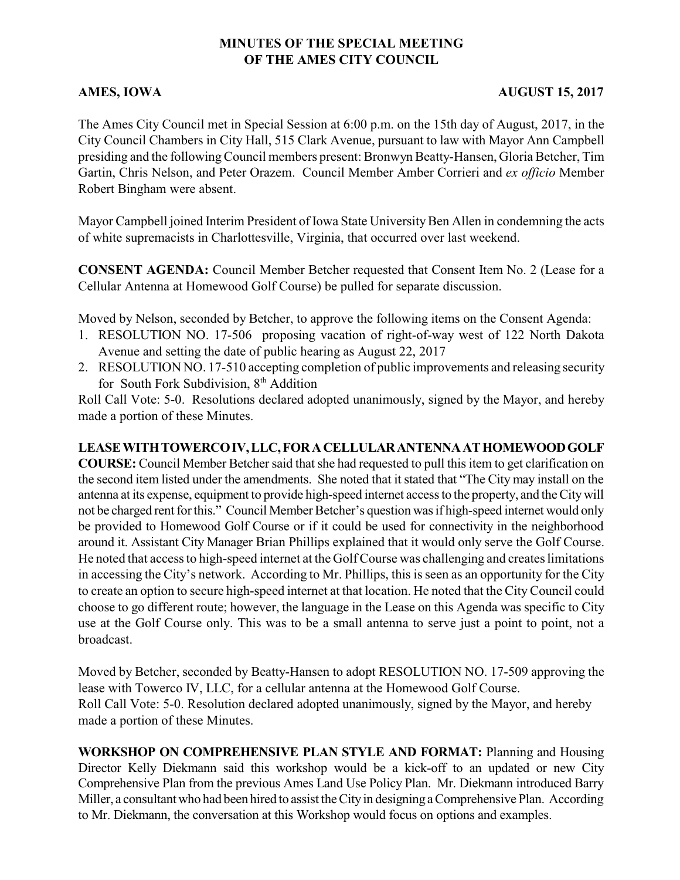# MINUTES OF THE SPECIAL MEETING
# OF THE AMES CITY COUNCIL

**AMES, IOWA** **AUGUST 15, 2017**

The Ames City Council met in Special Session at 6:00 p.m. on the 15th day of August, 2017, in the City Council Chambers in City Hall, 515 Clark Avenue, pursuant to law with Mayor Ann Campbell presiding and the following Council members present: Bronwyn Beatty-Hansen, Gloria Betcher, Tim Gartin, Chris Nelson, and Peter Orazem. Council Member Amber Corrieri and *ex officio* Member Robert Bingham were absent.

Mayor Campbell joined Interim President of Iowa State University Ben Allen in condemning the acts of white supremacists in Charlottesville, Virginia, that occurred over last weekend.

**CONSENT AGENDA:** Council Member Betcher requested that Consent Item No. 2 (Lease for a Cellular Antenna at Homewood Golf Course) be pulled for separate discussion.

Moved by Nelson, seconded by Betcher, to approve the following items on the Consent Agenda:

1. RESOLUTION NO. 17-506 proposing vacation of right-of-way west of 122 North Dakota Avenue and setting the date of public hearing as August 22, 2017
2. RESOLUTION NO. 17-510 accepting completion of public improvements and releasing security for South Fork Subdivision, 8th Addition

Roll Call Vote: 5-0. Resolutions declared adopted unanimously, signed by the Mayor, and hereby made a portion of these Minutes.

**LEASE WITH TOWERCO IV, LLC, FOR A CELLULAR ANTENNA AT HOMEWOOD GOLF COURSE:** Council Member Betcher said that she had requested to pull this item to get clarification on the second item listed under the amendments. She noted that it stated that "The City may install on the antenna at its expense, equipment to provide high-speed internet access to the property, and the City will not be charged rent for this." Council Member Betcher's question was if high-speed internet would only be provided to Homewood Golf Course or if it could be used for connectivity in the neighborhood around it. Assistant City Manager Brian Phillips explained that it would only serve the Golf Course. He noted that access to high-speed internet at the Golf Course was challenging and creates limitations in accessing the City's network. According to Mr. Phillips, this is seen as an opportunity for the City to create an option to secure high-speed internet at that location. He noted that the City Council could choose to go different route; however, the language in the Lease on this Agenda was specific to City use at the Golf Course only. This was to be a small antenna to serve just a point to point, not a broadcast.

Moved by Betcher, seconded by Beatty-Hansen to adopt RESOLUTION NO. 17-509 approving the lease with Towerco IV, LLC, for a cellular antenna at the Homewood Golf Course.
Roll Call Vote: 5-0. Resolution declared adopted unanimously, signed by the Mayor, and hereby made a portion of these Minutes.

**WORKSHOP ON COMPREHENSIVE PLAN STYLE AND FORMAT:** Planning and Housing Director Kelly Diekmann said this workshop would be a kick-off to an updated or new City Comprehensive Plan from the previous Ames Land Use Policy Plan. Mr. Diekmann introduced Barry Miller, a consultant who had been hired to assist the City in designing a Comprehensive Plan. According to Mr. Diekmann, the conversation at this Workshop would focus on options and examples.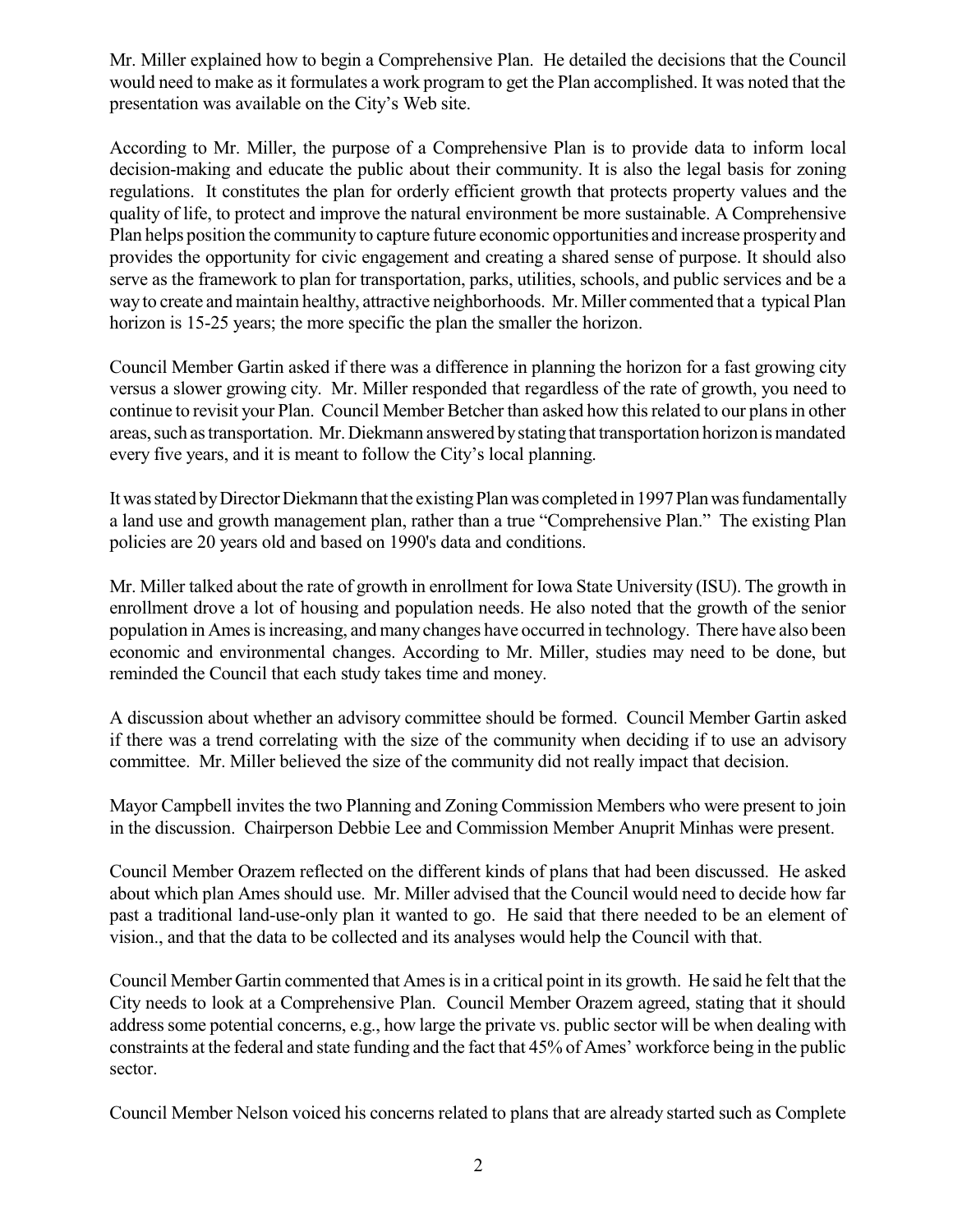Mr. Miller explained how to begin a Comprehensive Plan. He detailed the decisions that the Council would need to make as it formulates a work program to get the Plan accomplished. It was noted that the presentation was available on the City's Web site.

According to Mr. Miller, the purpose of a Comprehensive Plan is to provide data to inform local decision-making and educate the public about their community. It is also the legal basis for zoning regulations. It constitutes the plan for orderly efficient growth that protects property values and the quality of life, to protect and improve the natural environment be more sustainable. A Comprehensive Plan helps position the community to capture future economic opportunities and increase prosperity and provides the opportunity for civic engagement and creating a shared sense of purpose. It should also serve as the framework to plan for transportation, parks, utilities, schools, and public services and be a way to create and maintain healthy, attractive neighborhoods. Mr. Miller commented that a typical Plan horizon is 15-25 years; the more specific the plan the smaller the horizon.

Council Member Gartin asked if there was a difference in planning the horizon for a fast growing city versus a slower growing city. Mr. Miller responded that regardless of the rate of growth, you need to continue to revisit your Plan. Council Member Betcher than asked how this related to our plans in other areas, such as transportation. Mr. Diekmann answered by stating that transportation horizon is mandated every five years, and it is meant to follow the City's local planning.

It was stated by Director Diekmann that the existing Plan was completed in 1997 Plan was fundamentally a land use and growth management plan, rather than a true "Comprehensive Plan." The existing Plan policies are 20 years old and based on 1990's data and conditions.

Mr. Miller talked about the rate of growth in enrollment for Iowa State University (ISU). The growth in enrollment drove a lot of housing and population needs. He also noted that the growth of the senior population in Ames is increasing, and many changes have occurred in technology. There have also been economic and environmental changes. According to Mr. Miller, studies may need to be done, but reminded the Council that each study takes time and money.

A discussion about whether an advisory committee should be formed. Council Member Gartin asked if there was a trend correlating with the size of the community when deciding if to use an advisory committee. Mr. Miller believed the size of the community did not really impact that decision.

Mayor Campbell invites the two Planning and Zoning Commission Members who were present to join in the discussion. Chairperson Debbie Lee and Commission Member Anuprit Minhas were present.

Council Member Orazem reflected on the different kinds of plans that had been discussed. He asked about which plan Ames should use. Mr. Miller advised that the Council would need to decide how far past a traditional land-use-only plan it wanted to go. He said that there needed to be an element of vision., and that the data to be collected and its analyses would help the Council with that.

Council Member Gartin commented that Ames is in a critical point in its growth. He said he felt that the City needs to look at a Comprehensive Plan. Council Member Orazem agreed, stating that it should address some potential concerns, e.g., how large the private vs. public sector will be when dealing with constraints at the federal and state funding and the fact that 45% of Ames' workforce being in the public sector.

Council Member Nelson voiced his concerns related to plans that are already started such as Complete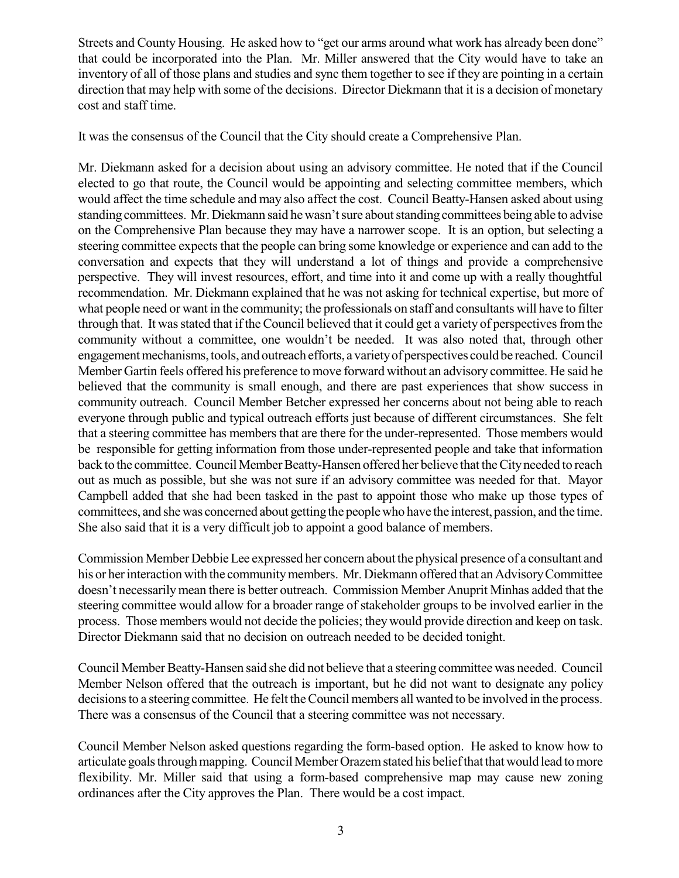Streets and County Housing. He asked how to "get our arms around what work has already been done" that could be incorporated into the Plan. Mr. Miller answered that the City would have to take an inventory of all of those plans and studies and sync them together to see if they are pointing in a certain direction that may help with some of the decisions. Director Diekmann that it is a decision of monetary cost and staff time.

It was the consensus of the Council that the City should create a Comprehensive Plan.

Mr. Diekmann asked for a decision about using an advisory committee. He noted that if the Council elected to go that route, the Council would be appointing and selecting committee members, which would affect the time schedule and may also affect the cost. Council Beatty-Hansen asked about using standing committees. Mr. Diekmann said he wasn't sure about standing committees being able to advise on the Comprehensive Plan because they may have a narrower scope. It is an option, but selecting a steering committee expects that the people can bring some knowledge or experience and can add to the conversation and expects that they will understand a lot of things and provide a comprehensive perspective. They will invest resources, effort, and time into it and come up with a really thoughtful recommendation. Mr. Diekmann explained that he was not asking for technical expertise, but more of what people need or want in the community; the professionals on staff and consultants will have to filter through that. It was stated that if the Council believed that it could get a variety of perspectives from the community without a committee, one wouldn't be needed. It was also noted that, through other engagement mechanisms, tools, and outreach efforts, a variety of perspectives could be reached. Council Member Gartin feels offered his preference to move forward without an advisory committee. He said he believed that the community is small enough, and there are past experiences that show success in community outreach. Council Member Betcher expressed her concerns about not being able to reach everyone through public and typical outreach efforts just because of different circumstances. She felt that a steering committee has members that are there for the under-represented. Those members would be responsible for getting information from those under-represented people and take that information back to the committee. Council Member Beatty-Hansen offered her believe that the City needed to reach out as much as possible, but she was not sure if an advisory committee was needed for that. Mayor Campbell added that she had been tasked in the past to appoint those who make up those types of committees, and she was concerned about getting the people who have the interest, passion, and the time. She also said that it is a very difficult job to appoint a good balance of members.

Commission Member Debbie Lee expressed her concern about the physical presence of a consultant and his or her interaction with the community members. Mr. Diekmann offered that an Advisory Committee doesn't necessarily mean there is better outreach. Commission Member Anuprit Minhas added that the steering committee would allow for a broader range of stakeholder groups to be involved earlier in the process. Those members would not decide the policies; they would provide direction and keep on task. Director Diekmann said that no decision on outreach needed to be decided tonight.

Council Member Beatty-Hansen said she did not believe that a steering committee was needed. Council Member Nelson offered that the outreach is important, but he did not want to designate any policy decisions to a steering committee. He felt the Council members all wanted to be involved in the process. There was a consensus of the Council that a steering committee was not necessary.

Council Member Nelson asked questions regarding the form-based option. He asked to know how to articulate goals through mapping. Council Member Orazem stated his belief that that would lead to more flexibility. Mr. Miller said that using a form-based comprehensive map may cause new zoning ordinances after the City approves the Plan. There would be a cost impact.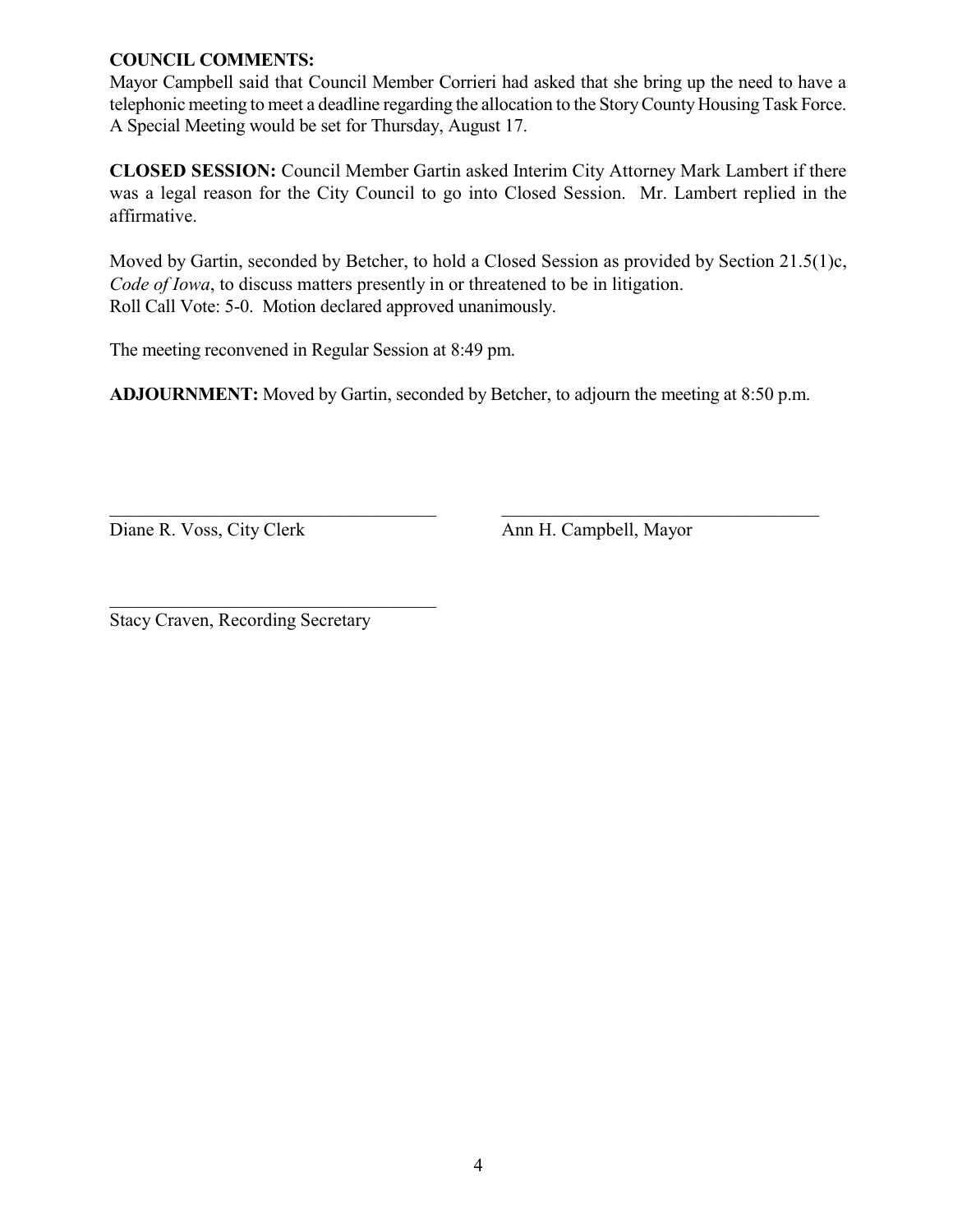**COUNCIL COMMENTS:**
Mayor Campbell said that Council Member Corrieri had asked that she bring up the need to have a telephonic meeting to meet a deadline regarding the allocation to the Story County Housing Task Force. A Special Meeting would be set for Thursday, August 17.

**CLOSED SESSION:** Council Member Gartin asked Interim City Attorney Mark Lambert if there was a legal reason for the City Council to go into Closed Session. Mr. Lambert replied in the affirmative.

Moved by Gartin, seconded by Betcher, to hold a Closed Session as provided by Section 21.5(1)c, *Code of Iowa*, to discuss matters presently in or threatened to be in litigation.
Roll Call Vote: 5-0. Motion declared approved unanimously.

The meeting reconvened in Regular Session at 8:49 pm.

**ADJOURNMENT:** Moved by Gartin, seconded by Betcher, to adjourn the meeting at 8:50 p.m.

\_\_\_\_\_\_\_\_\_\_\_\_\_\_\_\_\_\_\_\_\_\_\_\_\_\_\_\_\_\_\_\_\_\_\_
Diane R. Voss, City Clerk

\_\_\_\_\_\_\_\_\_\_\_\_\_\_\_\_\_\_\_\_\_\_\_\_\_\_\_\_\_\_\_\_\_\_\_
Ann H. Campbell, Mayor

\_\_\_\_\_\_\_\_\_\_\_\_\_\_\_\_\_\_\_\_\_\_\_\_\_\_\_\_\_\_\_\_\_\_\_
Stacy Craven, Recording Secretary